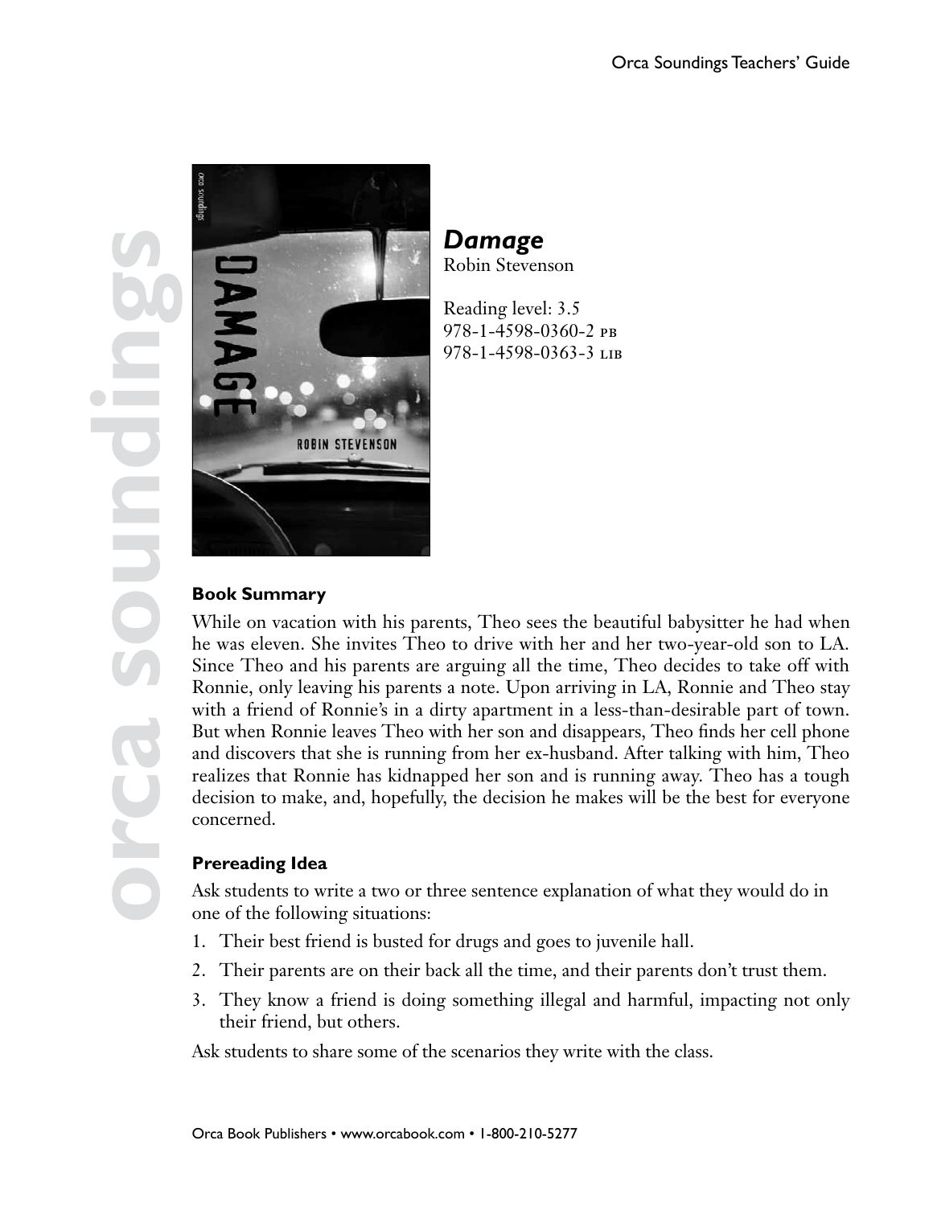# *Damage*

Robin Stevenson

Reading level: 3.5
978-1-4598-0360-2 PB
978-1-4598-0363-3 LIB

### Book Summary

While on vacation with his parents, Theo sees the beautiful babysitter he had when he was eleven. She invites Theo to drive with her and her two-year-old son to LA. Since Theo and his parents are arguing all the time, Theo decides to take off with Ronnie, only leaving his parents a note. Upon arriving in LA, Ronnie and Theo stay with a friend of Ronnie's in a dirty apartment in a less-than-desirable part of town. But when Ronnie leaves Theo with her son and disappears, Theo finds her cell phone and discovers that she is running from her ex-husband. After talking with him, Theo realizes that Ronnie has kidnapped her son and is running away. Theo has a tough decision to make, and, hopefully, the decision he makes will be the best for everyone concerned.

### Prereading Idea

Ask students to write a two or three sentence explanation of what they would do in one of the following situations:

1. Their best friend is busted for drugs and goes to juvenile hall.
2. Their parents are on their back all the time, and their parents don't trust them.
3. They know a friend is doing something illegal and harmful, impacting not only their friend, but others.

Ask students to share some of the scenarios they write with the class.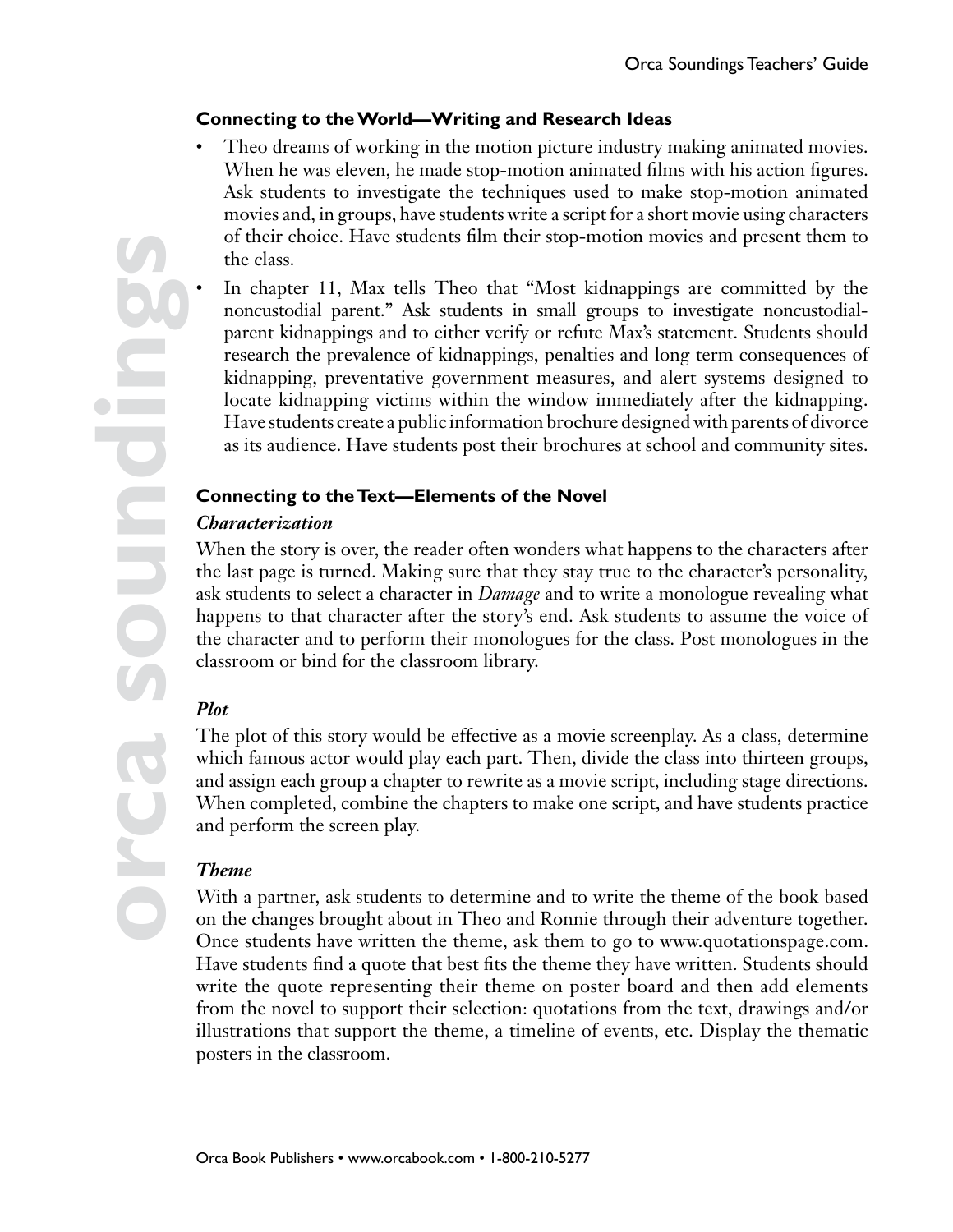### Connecting to the World—Writing and Research Ideas

- Theo dreams of working in the motion picture industry making animated movies. When he was eleven, he made stop-motion animated films with his action figures. Ask students to investigate the techniques used to make stop-motion animated movies and, in groups, have students write a script for a short movie using characters of their choice. Have students film their stop-motion movies and present them to the class.
- In chapter 11, Max tells Theo that "Most kidnappings are committed by the noncustodial parent." Ask students in small groups to investigate noncustodial-parent kidnappings and to either verify or refute Max's statement. Students should research the prevalence of kidnappings, penalties and long term consequences of kidnapping, preventative government measures, and alert systems designed to locate kidnapping victims within the window immediately after the kidnapping. Have students create a public information brochure designed with parents of divorce as its audience. Have students post their brochures at school and community sites.

### Connecting to the Text—Elements of the Novel

#### *Characterization*

When the story is over, the reader often wonders what happens to the characters after the last page is turned. Making sure that they stay true to the character's personality, ask students to select a character in *Damage* and to write a monologue revealing what happens to that character after the story's end. Ask students to assume the voice of the character and to perform their monologues for the class. Post monologues in the classroom or bind for the classroom library.

#### *Plot*

The plot of this story would be effective as a movie screenplay. As a class, determine which famous actor would play each part. Then, divide the class into thirteen groups, and assign each group a chapter to rewrite as a movie script, including stage directions. When completed, combine the chapters to make one script, and have students practice and perform the screen play.

#### *Theme*

With a partner, ask students to determine and to write the theme of the book based on the changes brought about in Theo and Ronnie through their adventure together. Once students have written the theme, ask them to go to www.quotationspage.com. Have students find a quote that best fits the theme they have written. Students should write the quote representing their theme on poster board and then add elements from the novel to support their selection: quotations from the text, drawings and/or illustrations that support the theme, a timeline of events, etc. Display the thematic posters in the classroom.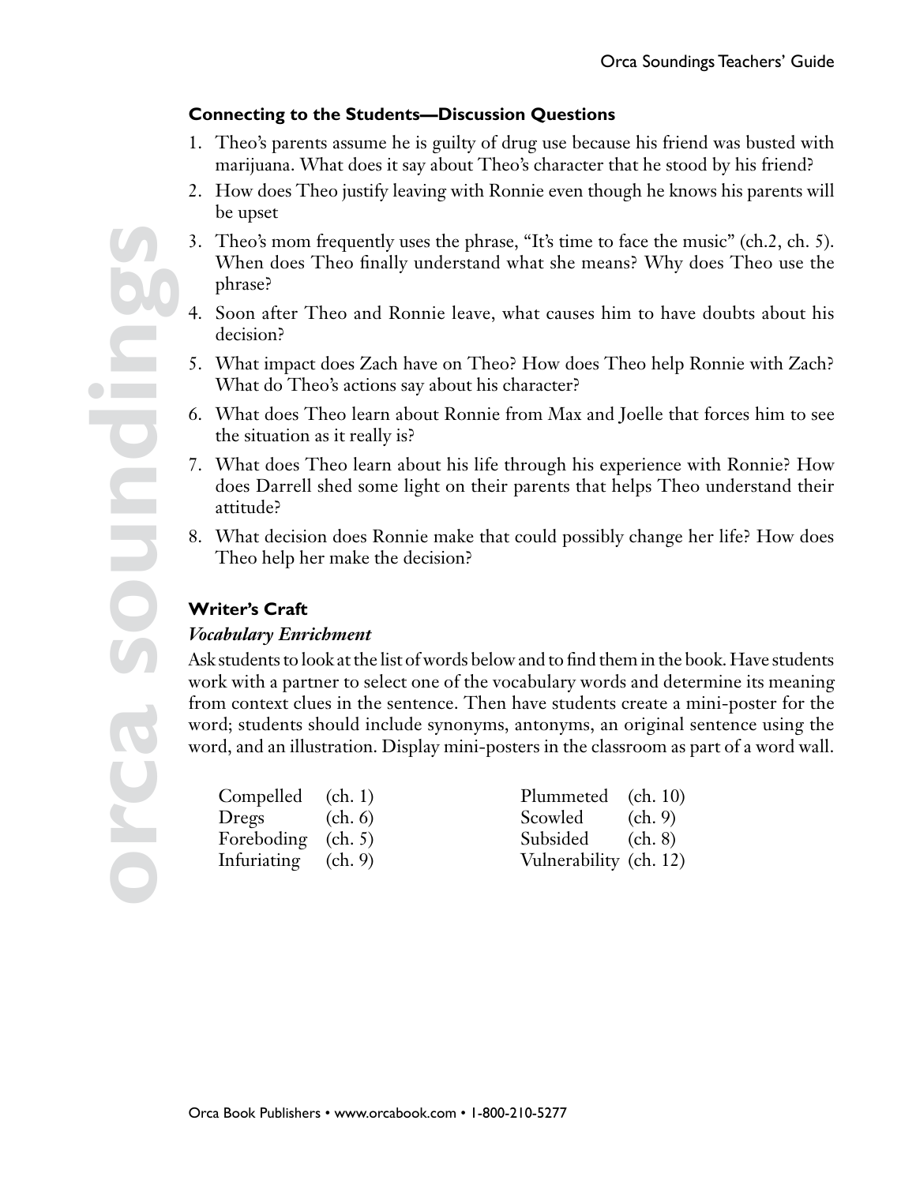#### Connecting to the Students—Discussion Questions

1. Theo's parents assume he is guilty of drug use because his friend was busted with marijuana. What does it say about Theo's character that he stood by his friend?
2. How does Theo justify leaving with Ronnie even though he knows his parents will be upset
3. Theo's mom frequently uses the phrase, "It's time to face the music" (ch.2, ch. 5). When does Theo finally understand what she means? Why does Theo use the phrase?
4. Soon after Theo and Ronnie leave, what causes him to have doubts about his decision?
5. What impact does Zach have on Theo? How does Theo help Ronnie with Zach? What do Theo's actions say about his character?
6. What does Theo learn about Ronnie from Max and Joelle that forces him to see the situation as it really is?
7. What does Theo learn about his life through his experience with Ronnie? How does Darrell shed some light on their parents that helps Theo understand their attitude?
8. What decision does Ronnie make that could possibly change her life? How does Theo help her make the decision?

#### Writer's Craft

***Vocabulary Enrichment***

Ask students to look at the list of words below and to find them in the book. Have students work with a partner to select one of the vocabulary words and determine its meaning from context clues in the sentence. Then have students create a mini-poster for the word; students should include synonyms, antonyms, an original sentence using the word, and an illustration. Display mini-posters in the classroom as part of a word wall.

| | | | |
|---|---|---|---|
| Compelled | (ch. 1) | Plummeted | (ch. 10) |
| Dregs | (ch. 6) | Scowled | (ch. 9) |
| Foreboding | (ch. 5) | Subsided | (ch. 8) |
| Infuriating | (ch. 9) | Vulnerability | (ch. 12) |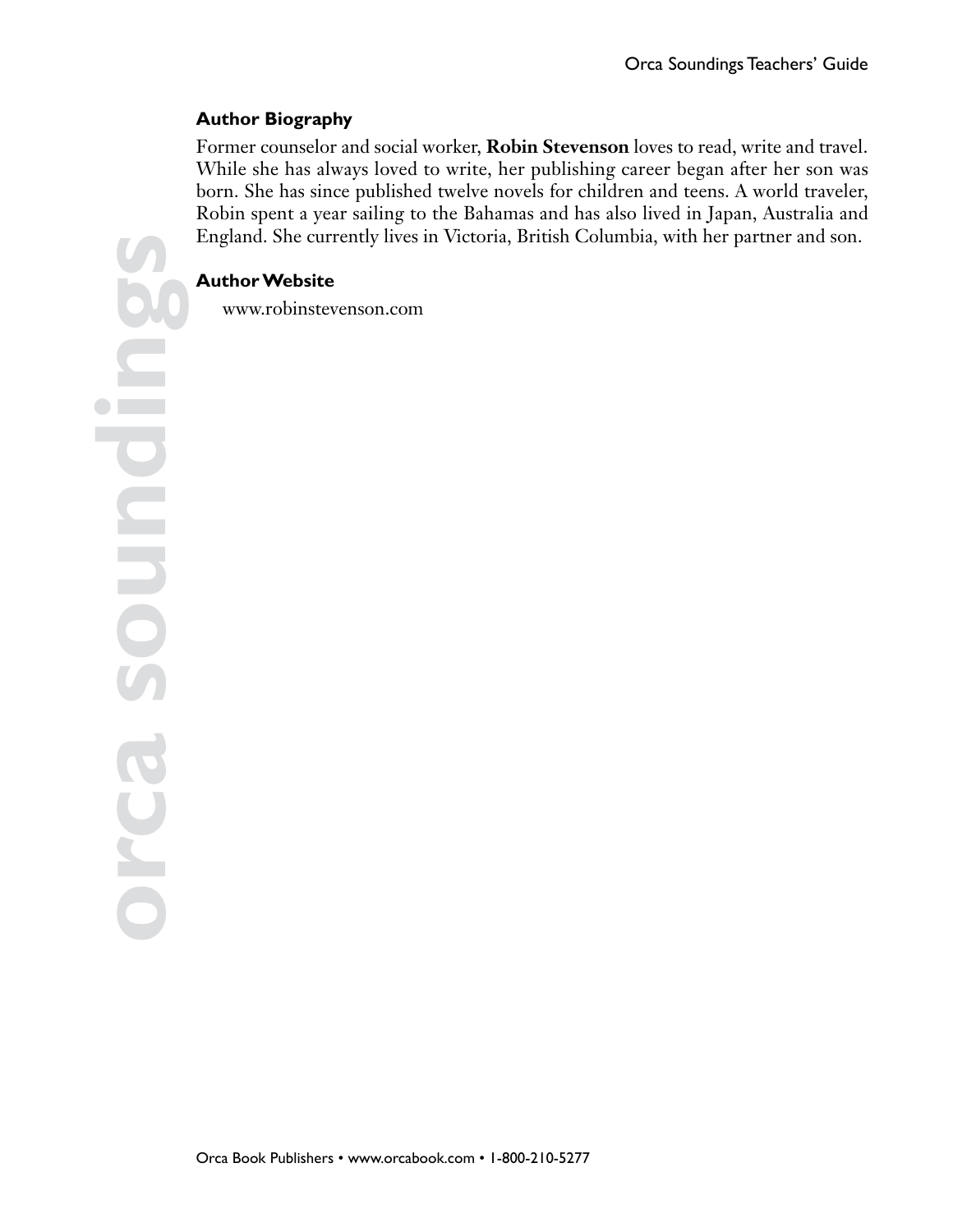## Author Biography

Former counselor and social worker, **Robin Stevenson** loves to read, write and travel. While she has always loved to write, her publishing career began after her son was born. She has since published twelve novels for children and teens. A world traveler, Robin spent a year sailing to the Bahamas and has also lived in Japan, Australia and England. She currently lives in Victoria, British Columbia, with her partner and son.

## Author Website

www.robinstevenson.com